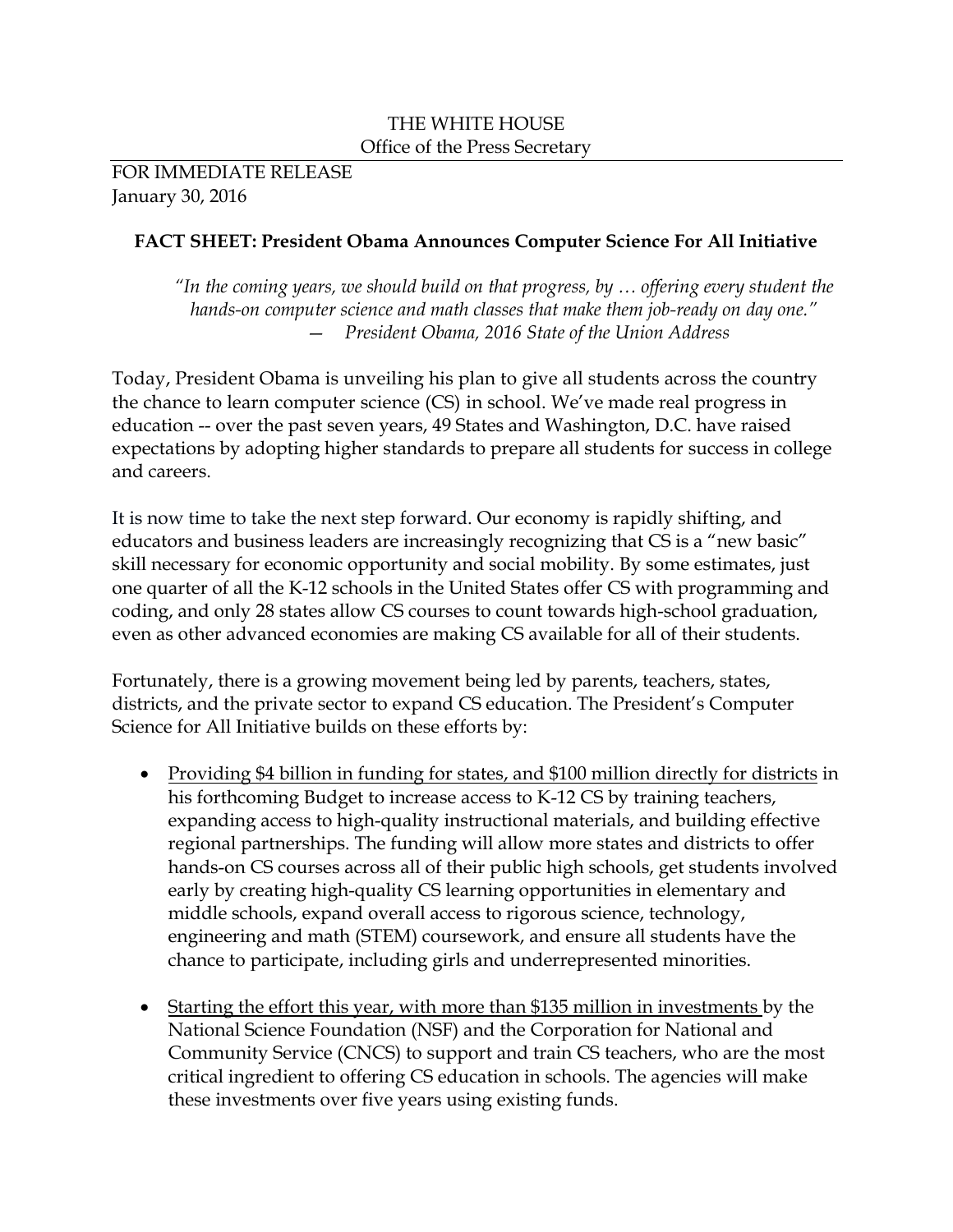THE WHITE HOUSE
Office of the Press Secretary

FOR IMMEDIATE RELEASE
January 30, 2016

**FACT SHEET: President Obama Announces Computer Science For All Initiative**

> *"In the coming years, we should build on that progress, by … offering every student the hands-on computer science and math classes that make them job-ready on day one."*
> — *President Obama, 2016 State of the Union Address*

Today, President Obama is unveiling his plan to give all students across the country the chance to learn computer science (CS) in school. We've made real progress in education -- over the past seven years, 49 States and Washington, D.C. have raised expectations by adopting higher standards to prepare all students for success in college and careers.

It is now time to take the next step forward. Our economy is rapidly shifting, and educators and business leaders are increasingly recognizing that CS is a "new basic" skill necessary for economic opportunity and social mobility. By some estimates, just one quarter of all the K-12 schools in the United States offer CS with programming and coding, and only 28 states allow CS courses to count towards high-school graduation, even as other advanced economies are making CS available for all of their students.

Fortunately, there is a growing movement being led by parents, teachers, states, districts, and the private sector to expand CS education. The President's Computer Science for All Initiative builds on these efforts by:

- <u>Providing $4 billion in funding for states, and $100 million directly for districts</u> in his forthcoming Budget to increase access to K-12 CS by training teachers, expanding access to high-quality instructional materials, and building effective regional partnerships. The funding will allow more states and districts to offer hands-on CS courses across all of their public high schools, get students involved early by creating high-quality CS learning opportunities in elementary and middle schools, expand overall access to rigorous science, technology, engineering and math (STEM) coursework, and ensure all students have the chance to participate, including girls and underrepresented minorities.

- <u>Starting the effort this year, with more than $135 million in investments</u> by the National Science Foundation (NSF) and the Corporation for National and Community Service (CNCS) to support and train CS teachers, who are the most critical ingredient to offering CS education in schools. The agencies will make these investments over five years using existing funds.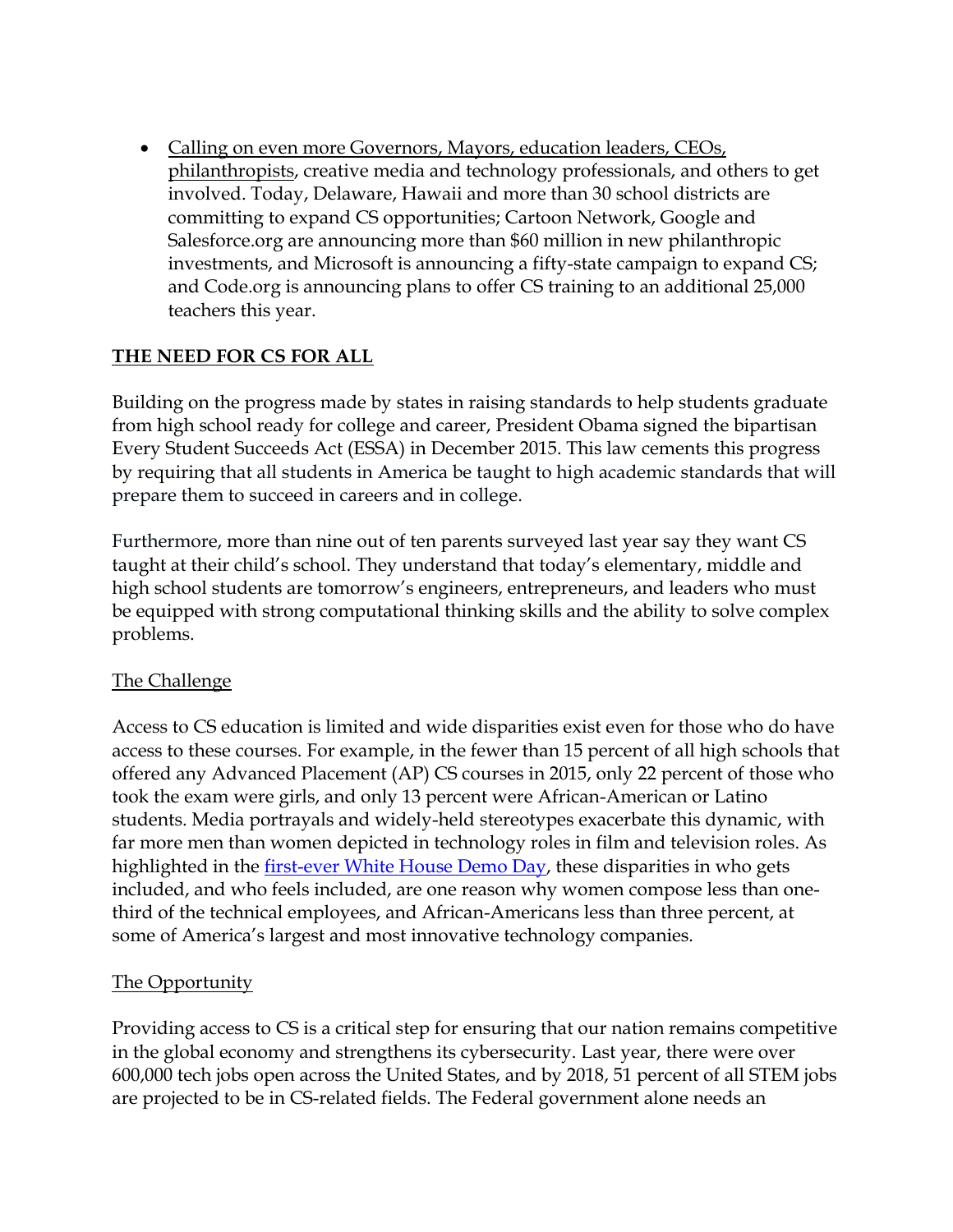- Calling on even more Governors, Mayors, education leaders, CEOs, philanthropists, creative media and technology professionals, and others to get involved. Today, Delaware, Hawaii and more than 30 school districts are committing to expand CS opportunities; Cartoon Network, Google and Salesforce.org are announcing more than $60 million in new philanthropic investments, and Microsoft is announcing a fifty-state campaign to expand CS; and Code.org is announcing plans to offer CS training to an additional 25,000 teachers this year.

## THE NEED FOR CS FOR ALL

Building on the progress made by states in raising standards to help students graduate from high school ready for college and career, President Obama signed the bipartisan Every Student Succeeds Act (ESSA) in December 2015. This law cements this progress by requiring that all students in America be taught to high academic standards that will prepare them to succeed in careers and in college.

Furthermore, more than nine out of ten parents surveyed last year say they want CS taught at their child's school. They understand that today's elementary, middle and high school students are tomorrow's engineers, entrepreneurs, and leaders who must be equipped with strong computational thinking skills and the ability to solve complex problems.

### The Challenge

Access to CS education is limited and wide disparities exist even for those who do have access to these courses. For example, in the fewer than 15 percent of all high schools that offered any Advanced Placement (AP) CS courses in 2015, only 22 percent of those who took the exam were girls, and only 13 percent were African-American or Latino students. Media portrayals and widely-held stereotypes exacerbate this dynamic, with far more men than women depicted in technology roles in film and television roles. As highlighted in the first-ever White House Demo Day, these disparities in who gets included, and who feels included, are one reason why women compose less than one-third of the technical employees, and African-Americans less than three percent, at some of America's largest and most innovative technology companies.

### The Opportunity

Providing access to CS is a critical step for ensuring that our nation remains competitive in the global economy and strengthens its cybersecurity. Last year, there were over 600,000 tech jobs open across the United States, and by 2018, 51 percent of all STEM jobs are projected to be in CS-related fields. The Federal government alone needs an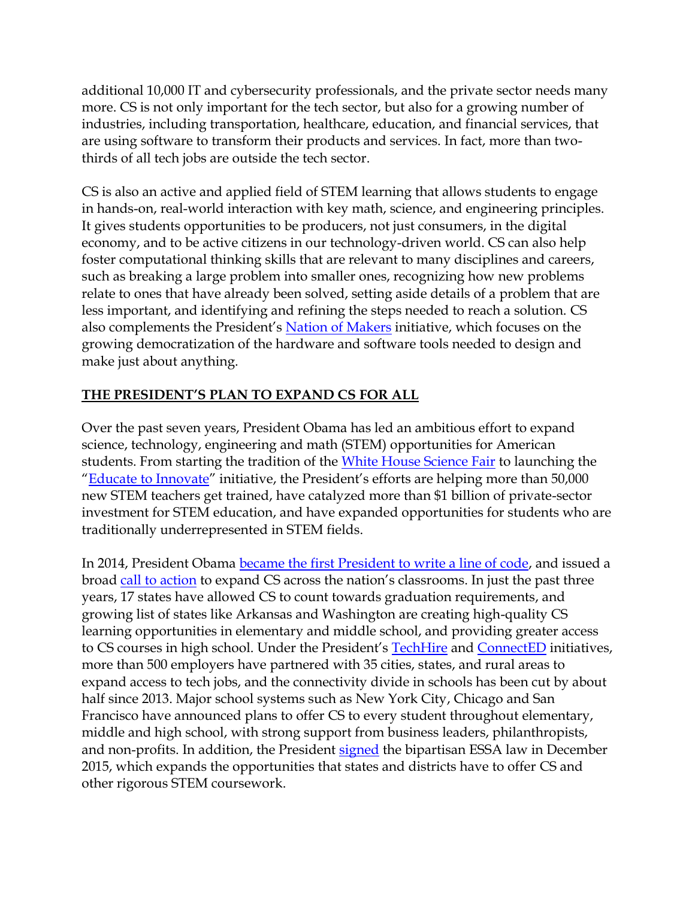additional 10,000 IT and cybersecurity professionals, and the private sector needs many more. CS is not only important for the tech sector, but also for a growing number of industries, including transportation, healthcare, education, and financial services, that are using software to transform their products and services. In fact, more than two-thirds of all tech jobs are outside the tech sector.

CS is also an active and applied field of STEM learning that allows students to engage in hands-on, real-world interaction with key math, science, and engineering principles. It gives students opportunities to be producers, not just consumers, in the digital economy, and to be active citizens in our technology-driven world. CS can also help foster computational thinking skills that are relevant to many disciplines and careers, such as breaking a large problem into smaller ones, recognizing how new problems relate to ones that have already been solved, setting aside details of a problem that are less important, and identifying and refining the steps needed to reach a solution. CS also complements the President's Nation of Makers initiative, which focuses on the growing democratization of the hardware and software tools needed to design and make just about anything.

## THE PRESIDENT'S PLAN TO EXPAND CS FOR ALL

Over the past seven years, President Obama has led an ambitious effort to expand science, technology, engineering and math (STEM) opportunities for American students. From starting the tradition of the White House Science Fair to launching the "Educate to Innovate" initiative, the President's efforts are helping more than 50,000 new STEM teachers get trained, have catalyzed more than $1 billion of private-sector investment for STEM education, and have expanded opportunities for students who are traditionally underrepresented in STEM fields.

In 2014, President Obama became the first President to write a line of code, and issued a broad call to action to expand CS across the nation's classrooms. In just the past three years, 17 states have allowed CS to count towards graduation requirements, and growing list of states like Arkansas and Washington are creating high-quality CS learning opportunities in elementary and middle school, and providing greater access to CS courses in high school. Under the President's TechHire and ConnectED initiatives, more than 500 employers have partnered with 35 cities, states, and rural areas to expand access to tech jobs, and the connectivity divide in schools has been cut by about half since 2013. Major school systems such as New York City, Chicago and San Francisco have announced plans to offer CS to every student throughout elementary, middle and high school, with strong support from business leaders, philanthropists, and non-profits. In addition, the President signed the bipartisan ESSA law in December 2015, which expands the opportunities that states and districts have to offer CS and other rigorous STEM coursework.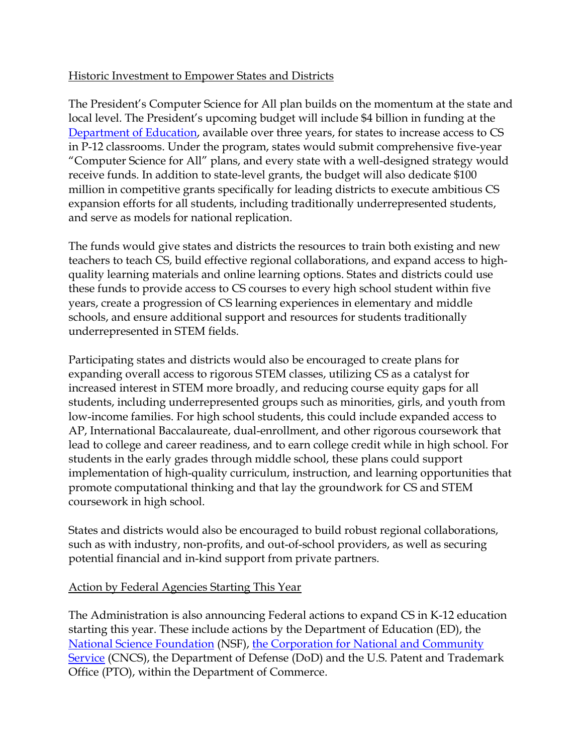Historic Investment to Empower States and Districts

The President's Computer Science for All plan builds on the momentum at the state and local level. The President's upcoming budget will include $4 billion in funding at the Department of Education, available over three years, for states to increase access to CS in P-12 classrooms. Under the program, states would submit comprehensive five-year "Computer Science for All" plans, and every state with a well-designed strategy would receive funds. In addition to state-level grants, the budget will also dedicate $100 million in competitive grants specifically for leading districts to execute ambitious CS expansion efforts for all students, including traditionally underrepresented students, and serve as models for national replication.

The funds would give states and districts the resources to train both existing and new teachers to teach CS, build effective regional collaborations, and expand access to high-quality learning materials and online learning options. States and districts could use these funds to provide access to CS courses to every high school student within five years, create a progression of CS learning experiences in elementary and middle schools, and ensure additional support and resources for students traditionally underrepresented in STEM fields.

Participating states and districts would also be encouraged to create plans for expanding overall access to rigorous STEM classes, utilizing CS as a catalyst for increased interest in STEM more broadly, and reducing course equity gaps for all students, including underrepresented groups such as minorities, girls, and youth from low-income families. For high school students, this could include expanded access to AP, International Baccalaureate, dual-enrollment, and other rigorous coursework that lead to college and career readiness, and to earn college credit while in high school. For students in the early grades through middle school, these plans could support implementation of high-quality curriculum, instruction, and learning opportunities that promote computational thinking and that lay the groundwork for CS and STEM coursework in high school.

States and districts would also be encouraged to build robust regional collaborations, such as with industry, non-profits, and out-of-school providers, as well as securing potential financial and in-kind support from private partners.

Action by Federal Agencies Starting This Year

The Administration is also announcing Federal actions to expand CS in K-12 education starting this year. These include actions by the Department of Education (ED), the National Science Foundation (NSF), the Corporation for National and Community Service (CNCS), the Department of Defense (DoD) and the U.S. Patent and Trademark Office (PTO), within the Department of Commerce.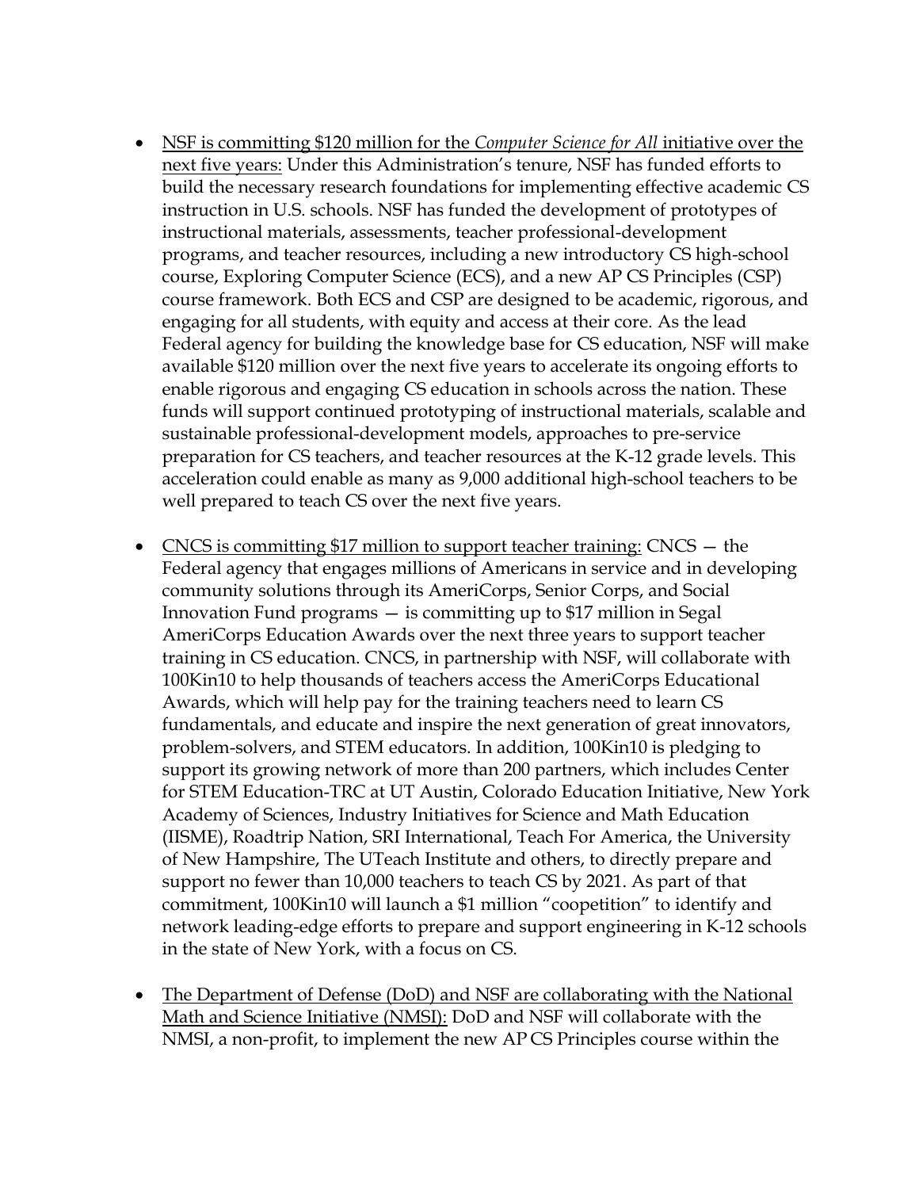- <u>NSF is committing $120 million for the *Computer Science for All* initiative over the next five years:</u> Under this Administration's tenure, NSF has funded efforts to build the necessary research foundations for implementing effective academic CS instruction in U.S. schools. NSF has funded the development of prototypes of instructional materials, assessments, teacher professional-development programs, and teacher resources, including a new introductory CS high-school course, Exploring Computer Science (ECS), and a new AP CS Principles (CSP) course framework. Both ECS and CSP are designed to be academic, rigorous, and engaging for all students, with equity and access at their core. As the lead Federal agency for building the knowledge base for CS education, NSF will make available $120 million over the next five years to accelerate its ongoing efforts to enable rigorous and engaging CS education in schools across the nation. These funds will support continued prototyping of instructional materials, scalable and sustainable professional-development models, approaches to pre-service preparation for CS teachers, and teacher resources at the K-12 grade levels. This acceleration could enable as many as 9,000 additional high-school teachers to be well prepared to teach CS over the next five years.

- <u>CNCS is committing $17 million to support teacher training:</u> CNCS — the Federal agency that engages millions of Americans in service and in developing community solutions through its AmeriCorps, Senior Corps, and Social Innovation Fund programs — is committing up to $17 million in Segal AmeriCorps Education Awards over the next three years to support teacher training in CS education. CNCS, in partnership with NSF, will collaborate with 100Kin10 to help thousands of teachers access the AmeriCorps Educational Awards, which will help pay for the training teachers need to learn CS fundamentals, and educate and inspire the next generation of great innovators, problem-solvers, and STEM educators. In addition, 100Kin10 is pledging to support its growing network of more than 200 partners, which includes Center for STEM Education-TRC at UT Austin, Colorado Education Initiative, New York Academy of Sciences, Industry Initiatives for Science and Math Education (IISME), Roadtrip Nation, SRI International, Teach For America, the University of New Hampshire, The UTeach Institute and others, to directly prepare and support no fewer than 10,000 teachers to teach CS by 2021. As part of that commitment, 100Kin10 will launch a $1 million "coopetition" to identify and network leading-edge efforts to prepare and support engineering in K-12 schools in the state of New York, with a focus on CS.

- <u>The Department of Defense (DoD) and NSF are collaborating with the National Math and Science Initiative (NMSI):</u> DoD and NSF will collaborate with the NMSI, a non-profit, to implement the new AP CS Principles course within the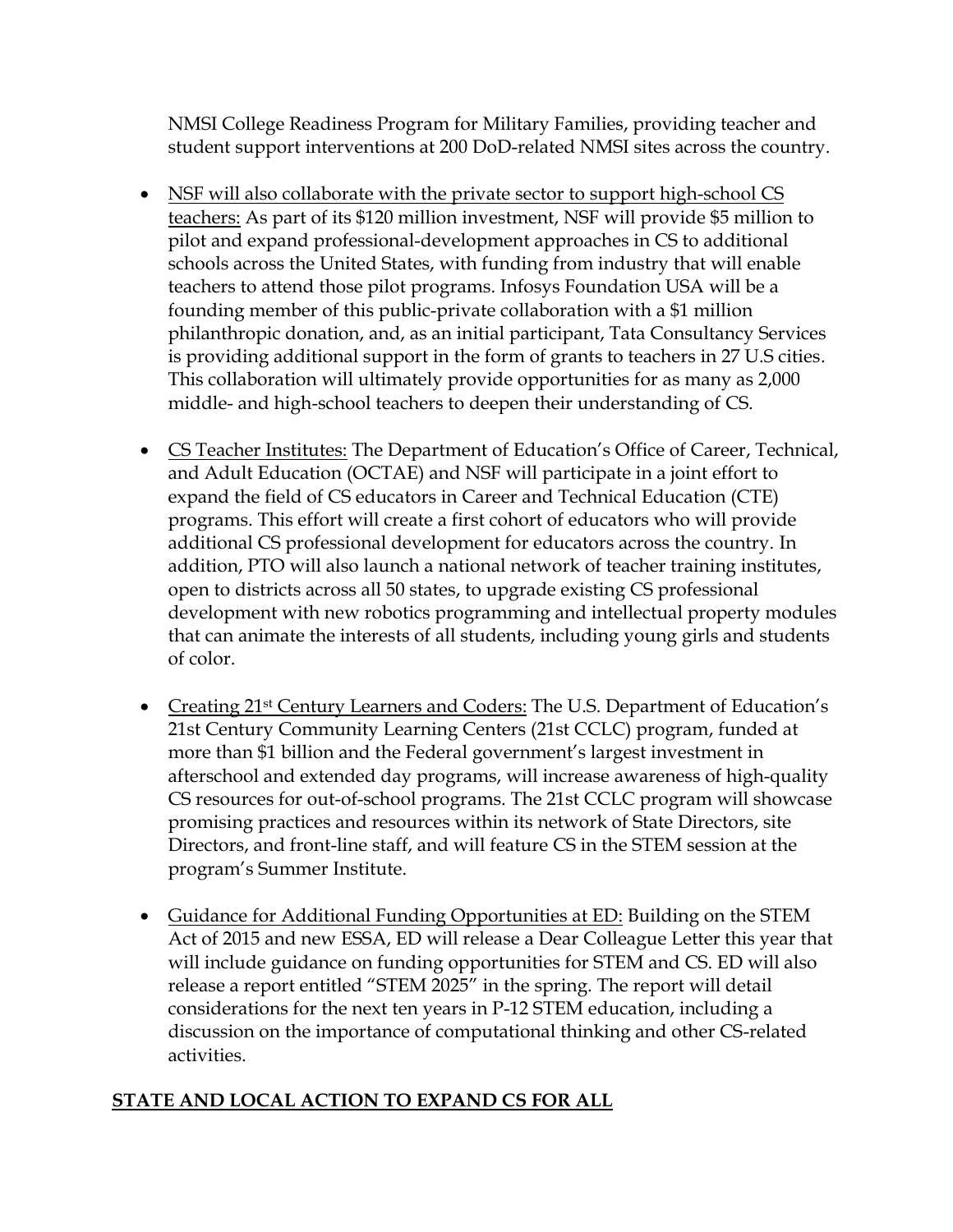NMSI College Readiness Program for Military Families, providing teacher and student support interventions at 200 DoD-related NMSI sites across the country.

- NSF will also collaborate with the private sector to support high-school CS teachers: As part of its $120 million investment, NSF will provide $5 million to pilot and expand professional-development approaches in CS to additional schools across the United States, with funding from industry that will enable teachers to attend those pilot programs. Infosys Foundation USA will be a founding member of this public-private collaboration with a $1 million philanthropic donation, and, as an initial participant, Tata Consultancy Services is providing additional support in the form of grants to teachers in 27 U.S cities. This collaboration will ultimately provide opportunities for as many as 2,000 middle- and high-school teachers to deepen their understanding of CS.

- CS Teacher Institutes: The Department of Education's Office of Career, Technical, and Adult Education (OCTAE) and NSF will participate in a joint effort to expand the field of CS educators in Career and Technical Education (CTE) programs. This effort will create a first cohort of educators who will provide additional CS professional development for educators across the country. In addition, PTO will also launch a national network of teacher training institutes, open to districts across all 50 states, to upgrade existing CS professional development with new robotics programming and intellectual property modules that can animate the interests of all students, including young girls and students of color.

- Creating 21st Century Learners and Coders: The U.S. Department of Education's 21st Century Community Learning Centers (21st CCLC) program, funded at more than $1 billion and the Federal government's largest investment in afterschool and extended day programs, will increase awareness of high-quality CS resources for out-of-school programs. The 21st CCLC program will showcase promising practices and resources within its network of State Directors, site Directors, and front-line staff, and will feature CS in the STEM session at the program's Summer Institute.

- Guidance for Additional Funding Opportunities at ED: Building on the STEM Act of 2015 and new ESSA, ED will release a Dear Colleague Letter this year that will include guidance on funding opportunities for STEM and CS. ED will also release a report entitled "STEM 2025" in the spring. The report will detail considerations for the next ten years in P-12 STEM education, including a discussion on the importance of computational thinking and other CS-related activities.

## STATE AND LOCAL ACTION TO EXPAND CS FOR ALL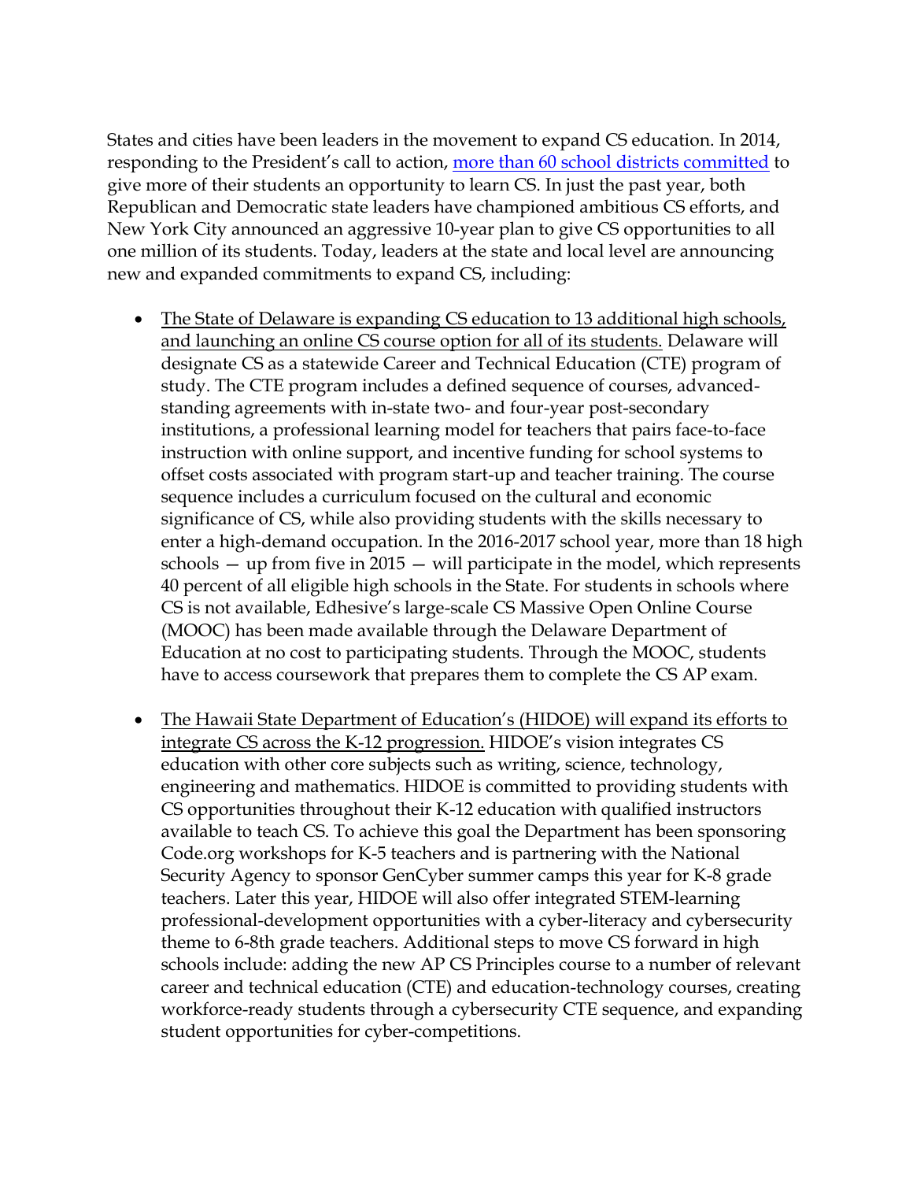States and cities have been leaders in the movement to expand CS education. In 2014, responding to the President's call to action, more than 60 school districts committed to give more of their students an opportunity to learn CS. In just the past year, both Republican and Democratic state leaders have championed ambitious CS efforts, and New York City announced an aggressive 10-year plan to give CS opportunities to all one million of its students. Today, leaders at the state and local level are announcing new and expanded commitments to expand CS, including:

- The State of Delaware is expanding CS education to 13 additional high schools, and launching an online CS course option for all of its students. Delaware will designate CS as a statewide Career and Technical Education (CTE) program of study. The CTE program includes a defined sequence of courses, advanced-standing agreements with in-state two- and four-year post-secondary institutions, a professional learning model for teachers that pairs face-to-face instruction with online support, and incentive funding for school systems to offset costs associated with program start-up and teacher training. The course sequence includes a curriculum focused on the cultural and economic significance of CS, while also providing students with the skills necessary to enter a high-demand occupation. In the 2016-2017 school year, more than 18 high schools — up from five in 2015 — will participate in the model, which represents 40 percent of all eligible high schools in the State. For students in schools where CS is not available, Edhesive's large-scale CS Massive Open Online Course (MOOC) has been made available through the Delaware Department of Education at no cost to participating students. Through the MOOC, students have to access coursework that prepares them to complete the CS AP exam.

- The Hawaii State Department of Education's (HIDOE) will expand its efforts to integrate CS across the K-12 progression. HIDOE's vision integrates CS education with other core subjects such as writing, science, technology, engineering and mathematics. HIDOE is committed to providing students with CS opportunities throughout their K-12 education with qualified instructors available to teach CS. To achieve this goal the Department has been sponsoring Code.org workshops for K-5 teachers and is partnering with the National Security Agency to sponsor GenCyber summer camps this year for K-8 grade teachers. Later this year, HIDOE will also offer integrated STEM-learning professional-development opportunities with a cyber-literacy and cybersecurity theme to 6-8th grade teachers. Additional steps to move CS forward in high schools include: adding the new AP CS Principles course to a number of relevant career and technical education (CTE) and education-technology courses, creating workforce-ready students through a cybersecurity CTE sequence, and expanding student opportunities for cyber-competitions.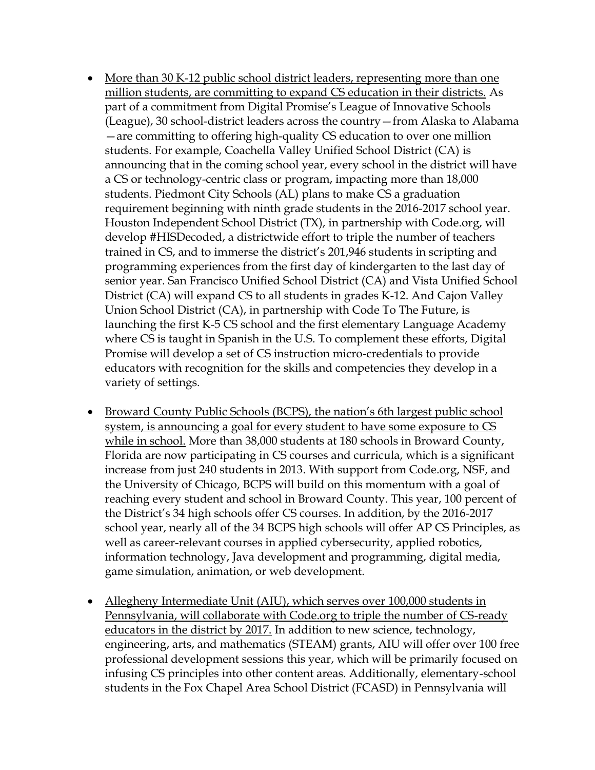- <u>More than 30 K-12 public school district leaders, representing more than one million students, are committing to expand CS education in their districts.</u> As part of a commitment from Digital Promise's League of Innovative Schools (League), 30 school-district leaders across the country—from Alaska to Alabama—are committing to offering high-quality CS education to over one million students. For example, Coachella Valley Unified School District (CA) is announcing that in the coming school year, every school in the district will have a CS or technology-centric class or program, impacting more than 18,000 students. Piedmont City Schools (AL) plans to make CS a graduation requirement beginning with ninth grade students in the 2016-2017 school year. Houston Independent School District (TX), in partnership with Code.org, will develop #HISDecoded, a districtwide effort to triple the number of teachers trained in CS, and to immerse the district's 201,946 students in scripting and programming experiences from the first day of kindergarten to the last day of senior year. San Francisco Unified School District (CA) and Vista Unified School District (CA) will expand CS to all students in grades K-12. And Cajon Valley Union School District (CA), in partnership with Code To The Future, is launching the first K-5 CS school and the first elementary Language Academy where CS is taught in Spanish in the U.S. To complement these efforts, Digital Promise will develop a set of CS instruction micro-credentials to provide educators with recognition for the skills and competencies they develop in a variety of settings.

- <u>Broward County Public Schools (BCPS), the nation's 6th largest public school system, is announcing a goal for every student to have some exposure to CS while in school.</u> More than 38,000 students at 180 schools in Broward County, Florida are now participating in CS courses and curricula, which is a significant increase from just 240 students in 2013. With support from Code.org, NSF, and the University of Chicago, BCPS will build on this momentum with a goal of reaching every student and school in Broward County. This year, 100 percent of the District's 34 high schools offer CS courses. In addition, by the 2016-2017 school year, nearly all of the 34 BCPS high schools will offer AP CS Principles, as well as career-relevant courses in applied cybersecurity, applied robotics, information technology, Java development and programming, digital media, game simulation, animation, or web development.

- <u>Allegheny Intermediate Unit (AIU), which serves over 100,000 students in Pennsylvania, will collaborate with Code.org to triple the number of CS-ready educators in the district by 2017.</u> In addition to new science, technology, engineering, arts, and mathematics (STEAM) grants, AIU will offer over 100 free professional development sessions this year, which will be primarily focused on infusing CS principles into other content areas. Additionally, elementary-school students in the Fox Chapel Area School District (FCASD) in Pennsylvania will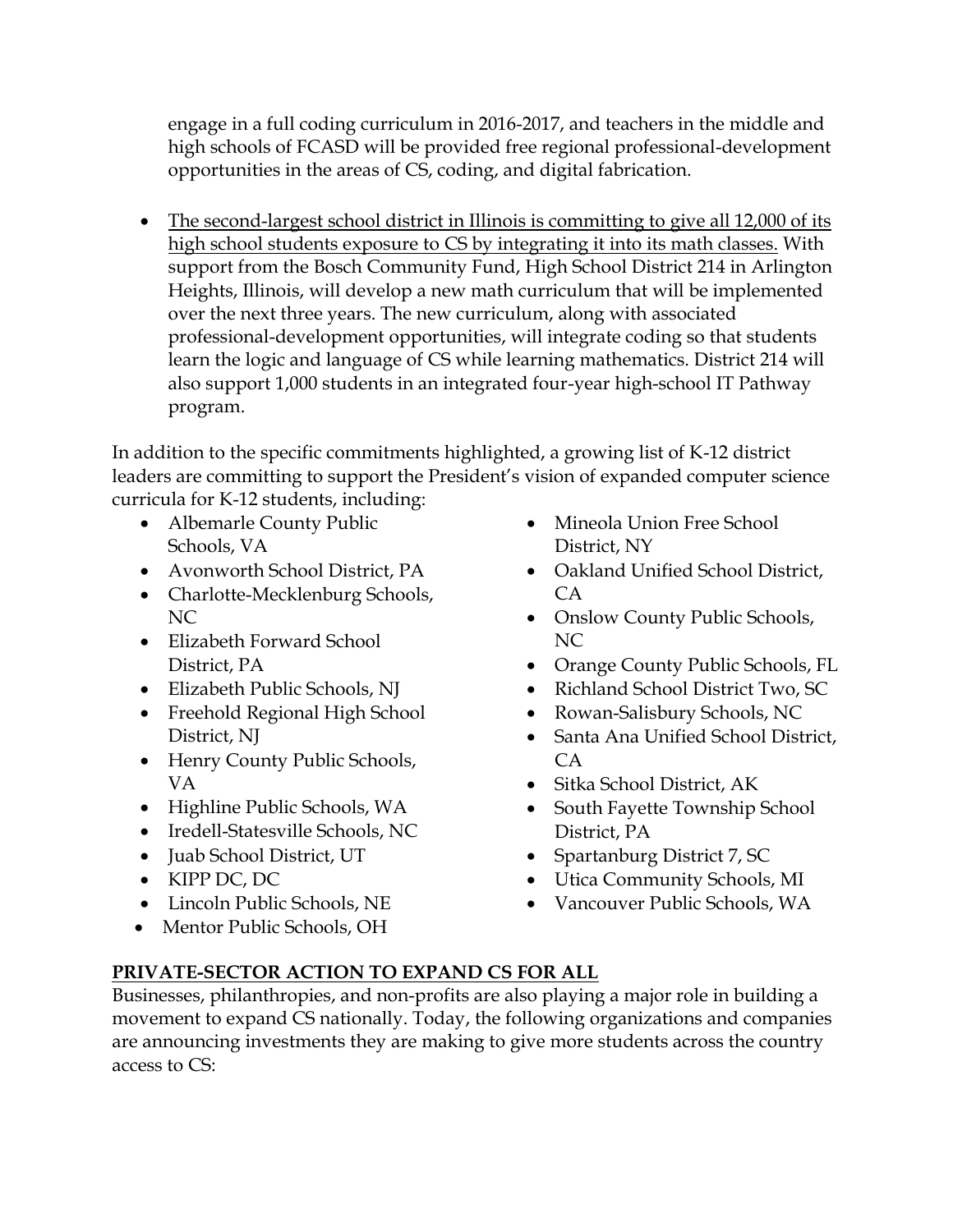engage in a full coding curriculum in 2016-2017, and teachers in the middle and high schools of FCASD will be provided free regional professional-development opportunities in the areas of CS, coding, and digital fabrication.

- <u>The second-largest school district in Illinois is committing to give all 12,000 of its high school students exposure to CS by integrating it into its math classes.</u> With support from the Bosch Community Fund, High School District 214 in Arlington Heights, Illinois, will develop a new math curriculum that will be implemented over the next three years. The new curriculum, along with associated professional-development opportunities, will integrate coding so that students learn the logic and language of CS while learning mathematics. District 214 will also support 1,000 students in an integrated four-year high-school IT Pathway program.

In addition to the specific commitments highlighted, a growing list of K-12 district leaders are committing to support the President's vision of expanded computer science curricula for K-12 students, including:

- Albemarle County Public Schools, VA
- Avonworth School District, PA
- Charlotte-Mecklenburg Schools, NC
- Elizabeth Forward School District, PA
- Elizabeth Public Schools, NJ
- Freehold Regional High School District, NJ
- Henry County Public Schools, VA
- Highline Public Schools, WA
- Iredell-Statesville Schools, NC
- Juab School District, UT
- KIPP DC, DC
- Lincoln Public Schools, NE
- Mentor Public Schools, OH
- Mineola Union Free School District, NY
- Oakland Unified School District, CA
- Onslow County Public Schools, NC
- Orange County Public Schools, FL
- Richland School District Two, SC
- Rowan-Salisbury Schools, NC
- Santa Ana Unified School District, CA
- Sitka School District, AK
- South Fayette Township School District, PA
- Spartanburg District 7, SC
- Utica Community Schools, MI
- Vancouver Public Schools, WA

## PRIVATE-SECTOR ACTION TO EXPAND CS FOR ALL

Businesses, philanthropies, and non-profits are also playing a major role in building a movement to expand CS nationally. Today, the following organizations and companies are announcing investments they are making to give more students across the country access to CS: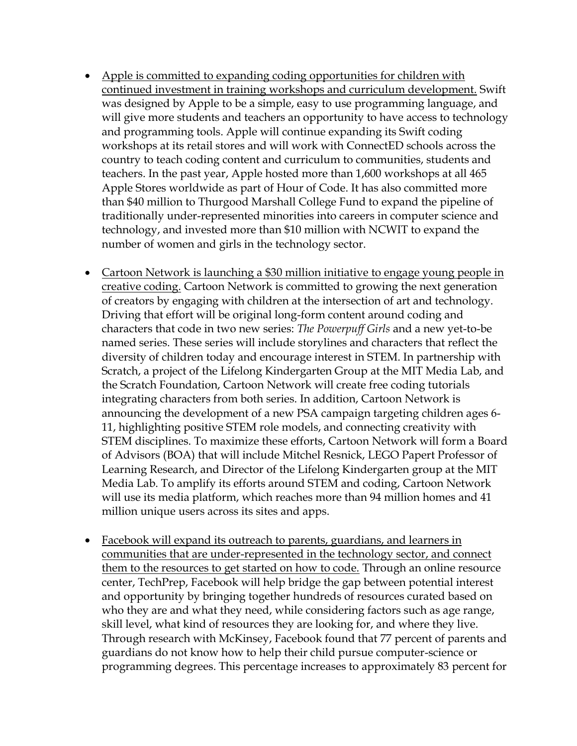- Apple is committed to expanding coding opportunities for children with continued investment in training workshops and curriculum development. Swift was designed by Apple to be a simple, easy to use programming language, and will give more students and teachers an opportunity to have access to technology and programming tools. Apple will continue expanding its Swift coding workshops at its retail stores and will work with ConnectED schools across the country to teach coding content and curriculum to communities, students and teachers. In the past year, Apple hosted more than 1,600 workshops at all 465 Apple Stores worldwide as part of Hour of Code. It has also committed more than $40 million to Thurgood Marshall College Fund to expand the pipeline of traditionally under-represented minorities into careers in computer science and technology, and invested more than $10 million with NCWIT to expand the number of women and girls in the technology sector.

- Cartoon Network is launching a $30 million initiative to engage young people in creative coding. Cartoon Network is committed to growing the next generation of creators by engaging with children at the intersection of art and technology. Driving that effort will be original long-form content around coding and characters that code in two new series: *The Powerpuff Girls* and a new yet-to-be named series. These series will include storylines and characters that reflect the diversity of children today and encourage interest in STEM. In partnership with Scratch, a project of the Lifelong Kindergarten Group at the MIT Media Lab, and the Scratch Foundation, Cartoon Network will create free coding tutorials integrating characters from both series. In addition, Cartoon Network is announcing the development of a new PSA campaign targeting children ages 6-11, highlighting positive STEM role models, and connecting creativity with STEM disciplines. To maximize these efforts, Cartoon Network will form a Board of Advisors (BOA) that will include Mitchel Resnick, LEGO Papert Professor of Learning Research, and Director of the Lifelong Kindergarten group at the MIT Media Lab. To amplify its efforts around STEM and coding, Cartoon Network will use its media platform, which reaches more than 94 million homes and 41 million unique users across its sites and apps.

- Facebook will expand its outreach to parents, guardians, and learners in communities that are under-represented in the technology sector, and connect them to the resources to get started on how to code. Through an online resource center, TechPrep, Facebook will help bridge the gap between potential interest and opportunity by bringing together hundreds of resources curated based on who they are and what they need, while considering factors such as age range, skill level, what kind of resources they are looking for, and where they live. Through research with McKinsey, Facebook found that 77 percent of parents and guardians do not know how to help their child pursue computer-science or programming degrees. This percentage increases to approximately 83 percent for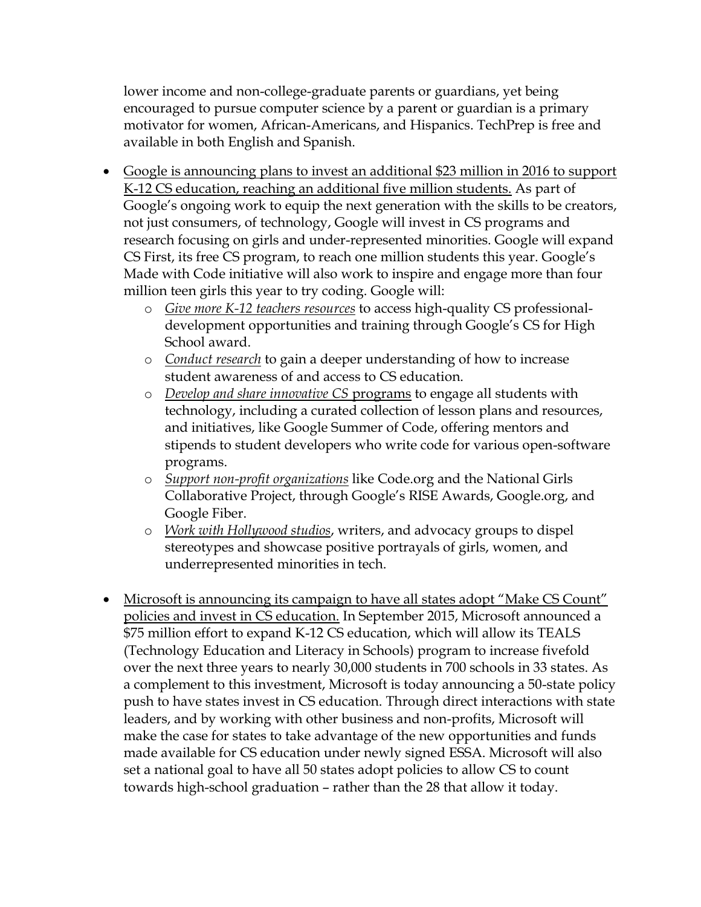lower income and non-college-graduate parents or guardians, yet being encouraged to pursue computer science by a parent or guardian is a primary motivator for women, African-Americans, and Hispanics. TechPrep is free and available in both English and Spanish.

- <u>Google is announcing plans to invest an additional $23 million in 2016 to support K-12 CS education, reaching an additional five million students.</u> As part of Google's ongoing work to equip the next generation with the skills to be creators, not just consumers, of technology, Google will invest in CS programs and research focusing on girls and under-represented minorities. Google will expand CS First, its free CS program, to reach one million students this year. Google's Made with Code initiative will also work to inspire and engage more than four million teen girls this year to try coding. Google will:
    - <u>*Give more K-12 teachers resources*</u> to access high-quality CS professional-development opportunities and training through Google's CS for High School award.
    - <u>*Conduct research*</u> to gain a deeper understanding of how to increase student awareness of and access to CS education.
    - <u>*Develop and share innovative CS* programs</u> to engage all students with technology, including a curated collection of lesson plans and resources, and initiatives, like Google Summer of Code, offering mentors and stipends to student developers who write code for various open-software programs.
    - <u>*Support non-profit organizations*</u> like Code.org and the National Girls Collaborative Project, through Google's RISE Awards, Google.org, and Google Fiber.
    - <u>*Work with Hollywood studios*</u>, writers, and advocacy groups to dispel stereotypes and showcase positive portrayals of girls, women, and underrepresented minorities in tech.

- <u>Microsoft is announcing its campaign to have all states adopt "Make CS Count" policies and invest in CS education.</u> In September 2015, Microsoft announced a $75 million effort to expand K-12 CS education, which will allow its TEALS (Technology Education and Literacy in Schools) program to increase fivefold over the next three years to nearly 30,000 students in 700 schools in 33 states. As a complement to this investment, Microsoft is today announcing a 50-state policy push to have states invest in CS education. Through direct interactions with state leaders, and by working with other business and non-profits, Microsoft will make the case for states to take advantage of the new opportunities and funds made available for CS education under newly signed ESSA. Microsoft will also set a national goal to have all 50 states adopt policies to allow CS to count towards high-school graduation – rather than the 28 that allow it today.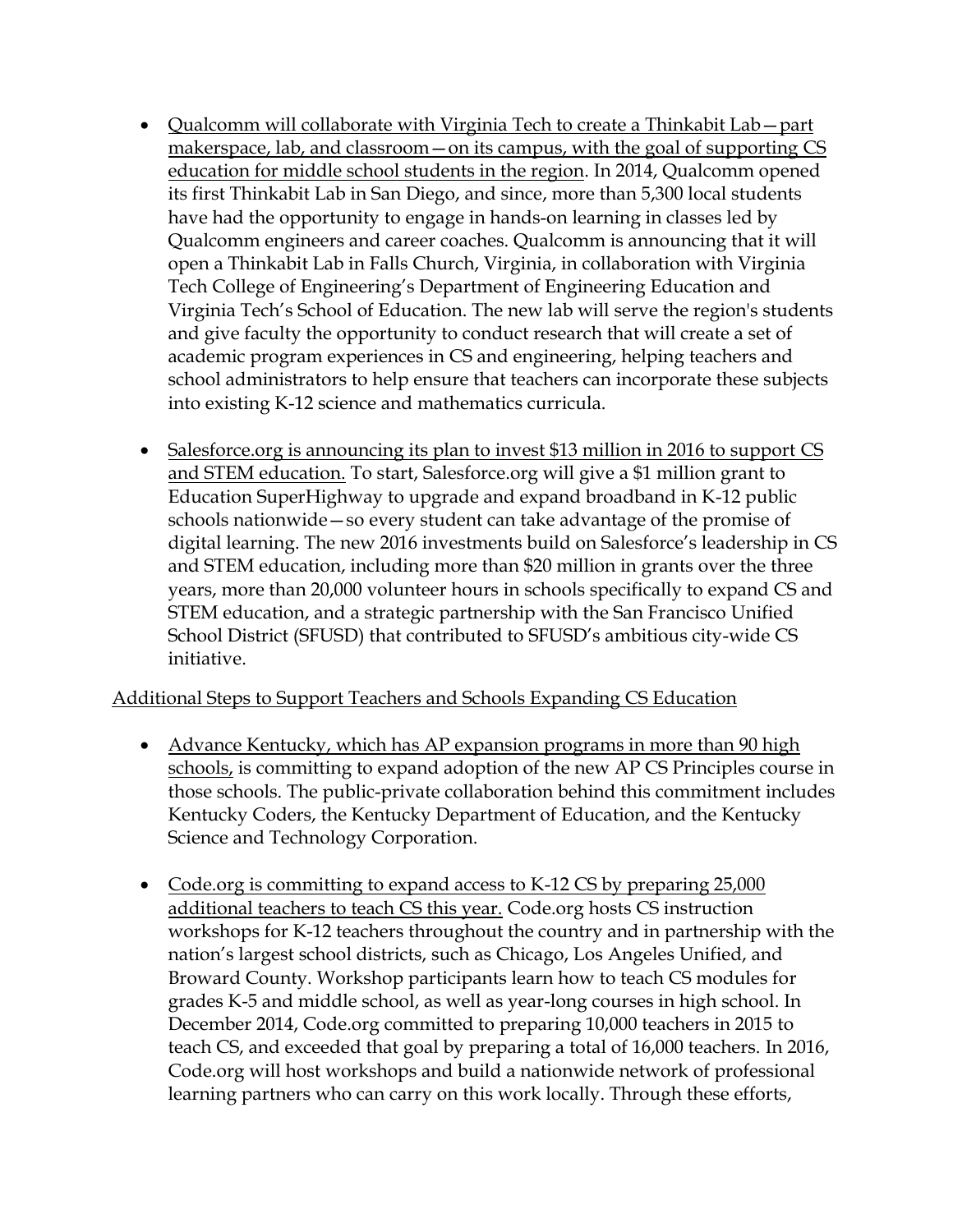- Qualcomm will collaborate with Virginia Tech to create a Thinkabit Lab—part makerspace, lab, and classroom—on its campus, with the goal of supporting CS education for middle school students in the region. In 2014, Qualcomm opened its first Thinkabit Lab in San Diego, and since, more than 5,300 local students have had the opportunity to engage in hands-on learning in classes led by Qualcomm engineers and career coaches. Qualcomm is announcing that it will open a Thinkabit Lab in Falls Church, Virginia, in collaboration with Virginia Tech College of Engineering's Department of Engineering Education and Virginia Tech's School of Education. The new lab will serve the region's students and give faculty the opportunity to conduct research that will create a set of academic program experiences in CS and engineering, helping teachers and school administrators to help ensure that teachers can incorporate these subjects into existing K-12 science and mathematics curricula.

- Salesforce.org is announcing its plan to invest $13 million in 2016 to support CS and STEM education. To start, Salesforce.org will give a $1 million grant to Education SuperHighway to upgrade and expand broadband in K-12 public schools nationwide—so every student can take advantage of the promise of digital learning. The new 2016 investments build on Salesforce's leadership in CS and STEM education, including more than $20 million in grants over the three years, more than 20,000 volunteer hours in schools specifically to expand CS and STEM education, and a strategic partnership with the San Francisco Unified School District (SFUSD) that contributed to SFUSD's ambitious city-wide CS initiative.

Additional Steps to Support Teachers and Schools Expanding CS Education

- Advance Kentucky, which has AP expansion programs in more than 90 high schools, is committing to expand adoption of the new AP CS Principles course in those schools. The public-private collaboration behind this commitment includes Kentucky Coders, the Kentucky Department of Education, and the Kentucky Science and Technology Corporation.

- Code.org is committing to expand access to K-12 CS by preparing 25,000 additional teachers to teach CS this year. Code.org hosts CS instruction workshops for K-12 teachers throughout the country and in partnership with the nation's largest school districts, such as Chicago, Los Angeles Unified, and Broward County. Workshop participants learn how to teach CS modules for grades K-5 and middle school, as well as year-long courses in high school. In December 2014, Code.org committed to preparing 10,000 teachers in 2015 to teach CS, and exceeded that goal by preparing a total of 16,000 teachers. In 2016, Code.org will host workshops and build a nationwide network of professional learning partners who can carry on this work locally. Through these efforts,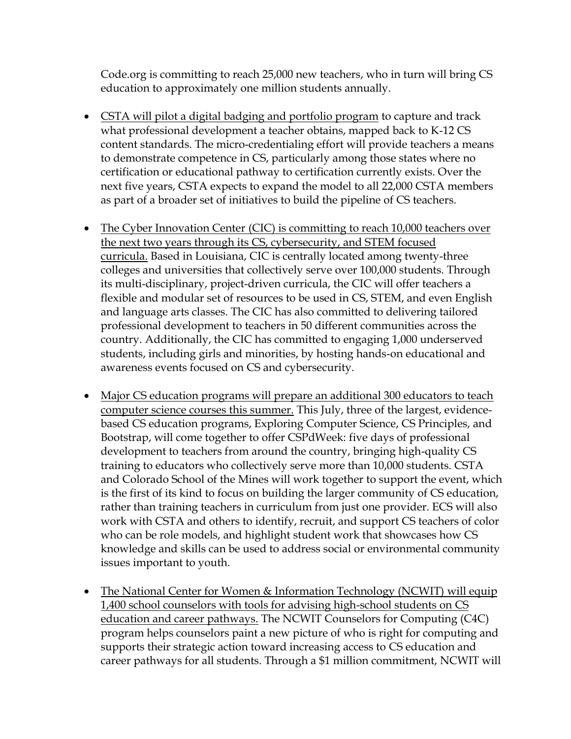Code.org is committing to reach 25,000 new teachers, who in turn will bring CS education to approximately one million students annually.

- <u>CSTA will pilot a digital badging and portfolio program</u> to capture and track what professional development a teacher obtains, mapped back to K-12 CS content standards. The micro-credentialing effort will provide teachers a means to demonstrate competence in CS, particularly among those states where no certification or educational pathway to certification currently exists. Over the next five years, CSTA expects to expand the model to all 22,000 CSTA members as part of a broader set of initiatives to build the pipeline of CS teachers.

- <u>The Cyber Innovation Center (CIC) is committing to reach 10,000 teachers over the next two years through its CS, cybersecurity, and STEM focused curricula.</u> Based in Louisiana, CIC is centrally located among twenty-three colleges and universities that collectively serve over 100,000 students. Through its multi-disciplinary, project-driven curricula, the CIC will offer teachers a flexible and modular set of resources to be used in CS, STEM, and even English and language arts classes. The CIC has also committed to delivering tailored professional development to teachers in 50 different communities across the country. Additionally, the CIC has committed to engaging 1,000 underserved students, including girls and minorities, by hosting hands-on educational and awareness events focused on CS and cybersecurity.

- <u>Major CS education programs will prepare an additional 300 educators to teach computer science courses this summer.</u> This July, three of the largest, evidence-based CS education programs, Exploring Computer Science, CS Principles, and Bootstrap, will come together to offer CSPdWeek: five days of professional development to teachers from around the country, bringing high-quality CS training to educators who collectively serve more than 10,000 students. CSTA and Colorado School of the Mines will work together to support the event, which is the first of its kind to focus on building the larger community of CS education, rather than training teachers in curriculum from just one provider. ECS will also work with CSTA and others to identify, recruit, and support CS teachers of color who can be role models, and highlight student work that showcases how CS knowledge and skills can be used to address social or environmental community issues important to youth.

- <u>The National Center for Women & Information Technology (NCWIT) will equip 1,400 school counselors with tools for advising high-school students on CS education and career pathways.</u> The NCWIT Counselors for Computing (C4C) program helps counselors paint a new picture of who is right for computing and supports their strategic action toward increasing access to CS education and career pathways for all students. Through a $1 million commitment, NCWIT will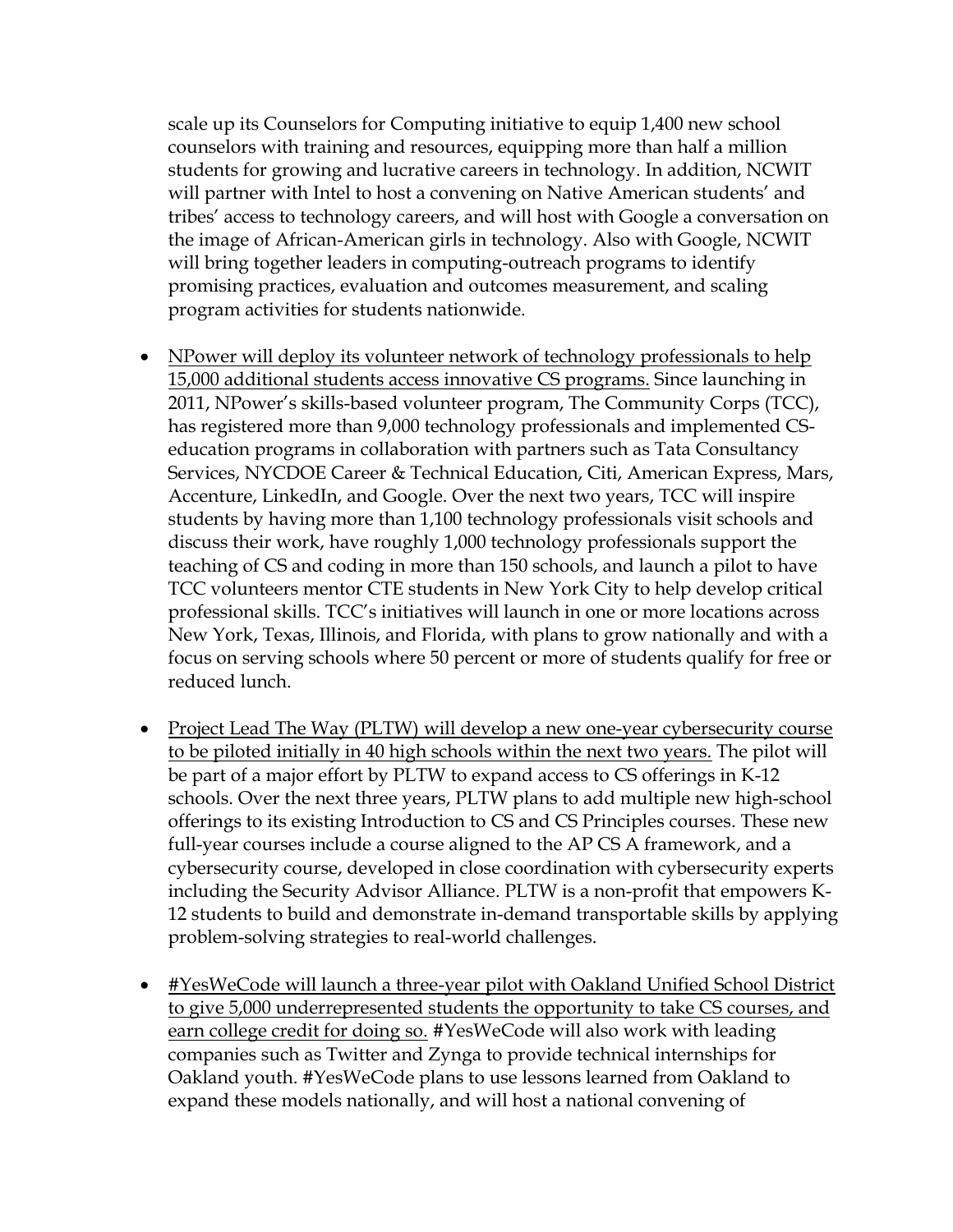scale up its Counselors for Computing initiative to equip 1,400 new school counselors with training and resources, equipping more than half a million students for growing and lucrative careers in technology. In addition, NCWIT will partner with Intel to host a convening on Native American students' and tribes' access to technology careers, and will host with Google a conversation on the image of African-American girls in technology. Also with Google, NCWIT will bring together leaders in computing-outreach programs to identify promising practices, evaluation and outcomes measurement, and scaling program activities for students nationwide.

- <u>NPower will deploy its volunteer network of technology professionals to help 15,000 additional students access innovative CS programs.</u> Since launching in 2011, NPower's skills-based volunteer program, The Community Corps (TCC), has registered more than 9,000 technology professionals and implemented CS-education programs in collaboration with partners such as Tata Consultancy Services, NYCDOE Career & Technical Education, Citi, American Express, Mars, Accenture, LinkedIn, and Google. Over the next two years, TCC will inspire students by having more than 1,100 technology professionals visit schools and discuss their work, have roughly 1,000 technology professionals support the teaching of CS and coding in more than 150 schools, and launch a pilot to have TCC volunteers mentor CTE students in New York City to help develop critical professional skills. TCC's initiatives will launch in one or more locations across New York, Texas, Illinois, and Florida, with plans to grow nationally and with a focus on serving schools where 50 percent or more of students qualify for free or reduced lunch.

- <u>Project Lead The Way (PLTW) will develop a new one-year cybersecurity course to be piloted initially in 40 high schools within the next two years.</u> The pilot will be part of a major effort by PLTW to expand access to CS offerings in K-12 schools. Over the next three years, PLTW plans to add multiple new high-school offerings to its existing Introduction to CS and CS Principles courses. These new full-year courses include a course aligned to the AP CS A framework, and a cybersecurity course, developed in close coordination with cybersecurity experts including the Security Advisor Alliance. PLTW is a non-profit that empowers K-12 students to build and demonstrate in-demand transportable skills by applying problem-solving strategies to real-world challenges.

- <u>#YesWeCode will launch a three-year pilot with Oakland Unified School District to give 5,000 underrepresented students the opportunity to take CS courses, and earn college credit for doing so.</u> #YesWeCode will also work with leading companies such as Twitter and Zynga to provide technical internships for Oakland youth. #YesWeCode plans to use lessons learned from Oakland to expand these models nationally, and will host a national convening of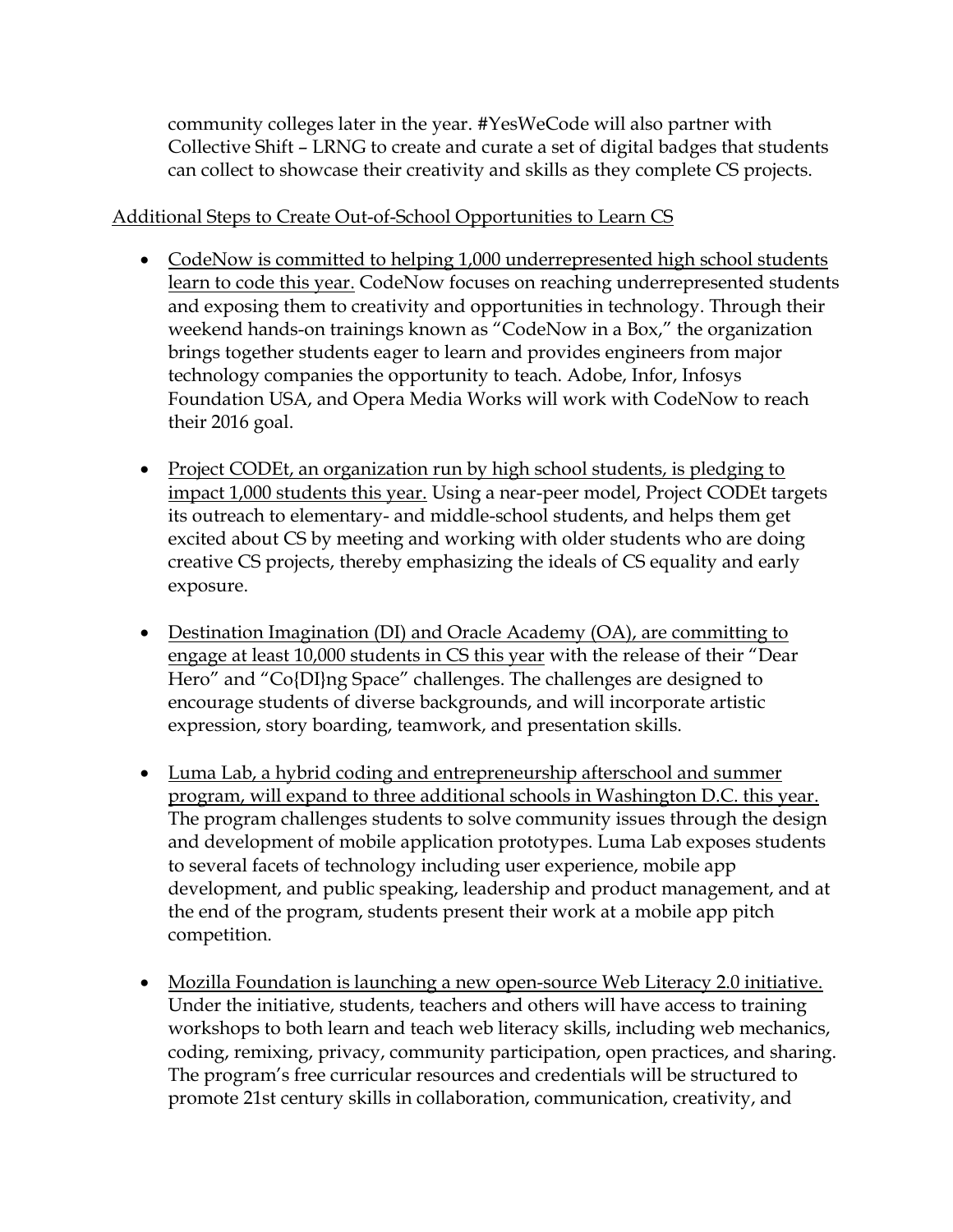community colleges later in the year. #YesWeCode will also partner with Collective Shift – LRNG to create and curate a set of digital badges that students can collect to showcase their creativity and skills as they complete CS projects.

<u>Additional Steps to Create Out-of-School Opportunities to Learn CS</u>

- <u>CodeNow is committed to helping 1,000 underrepresented high school students learn to code this year.</u> CodeNow focuses on reaching underrepresented students and exposing them to creativity and opportunities in technology. Through their weekend hands-on trainings known as "CodeNow in a Box," the organization brings together students eager to learn and provides engineers from major technology companies the opportunity to teach. Adobe, Infor, Infosys Foundation USA, and Opera Media Works will work with CodeNow to reach their 2016 goal.

- <u>Project CODEt, an organization run by high school students, is pledging to impact 1,000 students this year.</u> Using a near-peer model, Project CODEt targets its outreach to elementary- and middle-school students, and helps them get excited about CS by meeting and working with older students who are doing creative CS projects, thereby emphasizing the ideals of CS equality and early exposure.

- <u>Destination Imagination (DI) and Oracle Academy (OA), are committing to engage at least 10,000 students in CS this year</u> with the release of their "Dear Hero" and "Co{DI}ng Space" challenges. The challenges are designed to encourage students of diverse backgrounds, and will incorporate artistic expression, story boarding, teamwork, and presentation skills.

- <u>Luma Lab, a hybrid coding and entrepreneurship afterschool and summer program, will expand to three additional schools in Washington D.C. this year.</u> The program challenges students to solve community issues through the design and development of mobile application prototypes. Luma Lab exposes students to several facets of technology including user experience, mobile app development, and public speaking, leadership and product management, and at the end of the program, students present their work at a mobile app pitch competition.

- <u>Mozilla Foundation is launching a new open-source Web Literacy 2.0 initiative.</u> Under the initiative, students, teachers and others will have access to training workshops to both learn and teach web literacy skills, including web mechanics, coding, remixing, privacy, community participation, open practices, and sharing. The program's free curricular resources and credentials will be structured to promote 21st century skills in collaboration, communication, creativity, and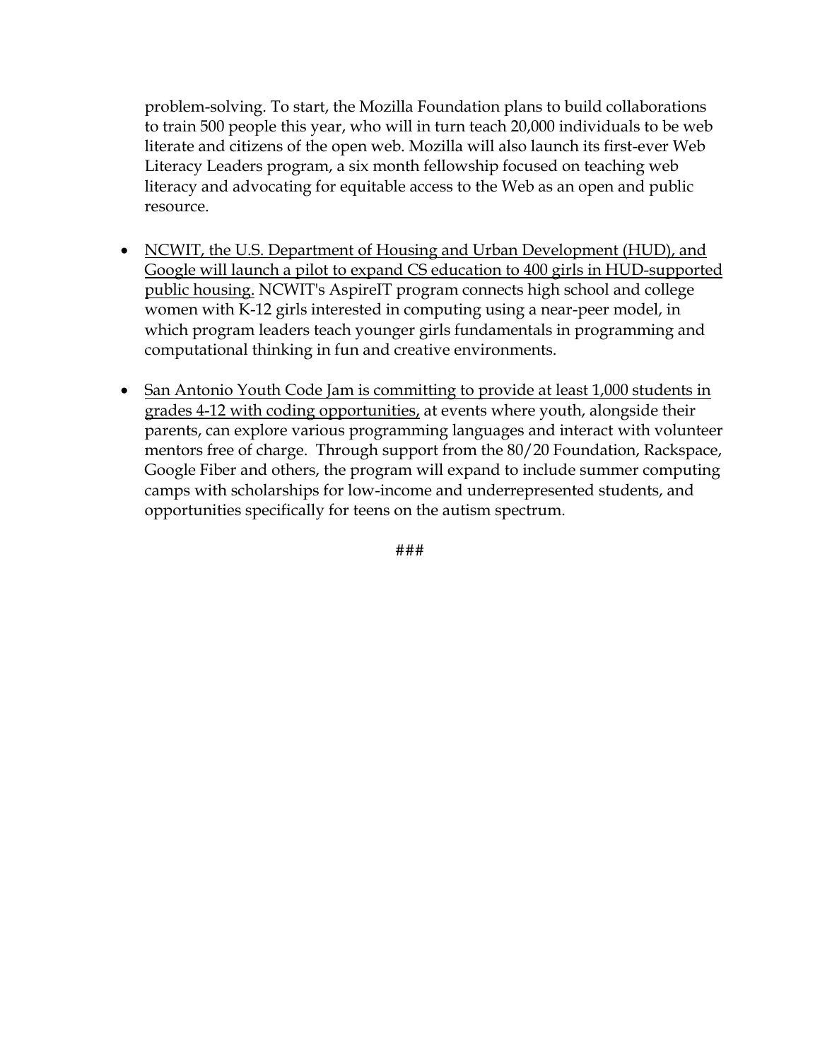problem-solving. To start, the Mozilla Foundation plans to build collaborations to train 500 people this year, who will in turn teach 20,000 individuals to be web literate and citizens of the open web. Mozilla will also launch its first-ever Web Literacy Leaders program, a six month fellowship focused on teaching web literacy and advocating for equitable access to the Web as an open and public resource.

- NCWIT, the U.S. Department of Housing and Urban Development (HUD), and Google will launch a pilot to expand CS education to 400 girls in HUD-supported public housing. NCWIT's AspireIT program connects high school and college women with K-12 girls interested in computing using a near-peer model, in which program leaders teach younger girls fundamentals in programming and computational thinking in fun and creative environments.

- San Antonio Youth Code Jam is committing to provide at least 1,000 students in grades 4-12 with coding opportunities, at events where youth, alongside their parents, can explore various programming languages and interact with volunteer mentors free of charge. Through support from the 80/20 Foundation, Rackspace, Google Fiber and others, the program will expand to include summer computing camps with scholarships for low-income and underrepresented students, and opportunities specifically for teens on the autism spectrum.

###